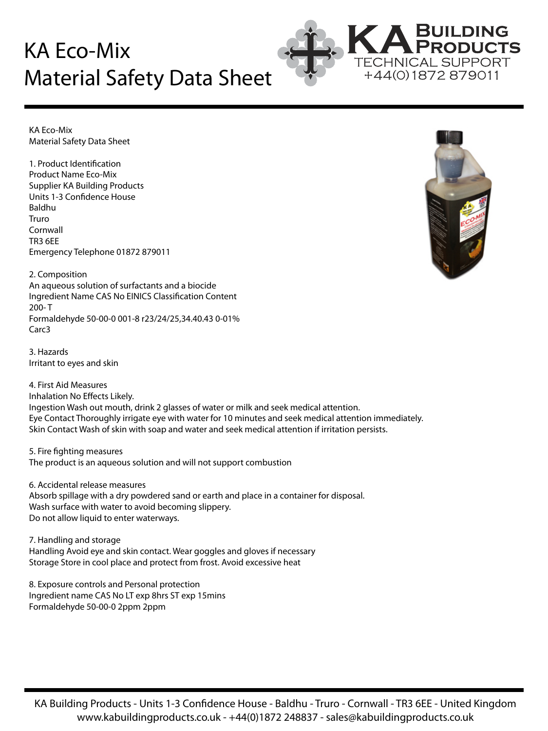# KA Eco-Mix
# Material Safety Data Sheet

KA BUILDING PRODUCTS
TECHNICAL SUPPORT
+44(0)1872 879011

KA Eco-Mix
Material Safety Data Sheet

1. Product Identification
Product Name Eco-Mix
Supplier KA Building Products
Units 1-3 Confidence House
Baldhu
Truro
Cornwall
TR3 6EE
Emergency Telephone 01872 879011

2. Composition
An aqueous solution of surfactants and a biocide
Ingredient Name CAS No EINICS Classification Content
200- T
Formaldehyde 50-00-0 001-8 r23/24/25,34.40.43 0-01%
Carc3

3. Hazards
Irritant to eyes and skin

4. First Aid Measures
Inhalation No Effects Likely.
Ingestion Wash out mouth, drink 2 glasses of water or milk and seek medical attention.
Eye Contact Thoroughly irrigate eye with water for 10 minutes and seek medical attention immediately.
Skin Contact Wash of skin with soap and water and seek medical attention if irritation persists.

5. Fire fighting measures
The product is an aqueous solution and will not support combustion

6. Accidental release measures
Absorb spillage with a dry powdered sand or earth and place in a container for disposal.
Wash surface with water to avoid becoming slippery.
Do not allow liquid to enter waterways.

7. Handling and storage
Handling Avoid eye and skin contact. Wear goggles and gloves if necessary
Storage Store in cool place and protect from frost. Avoid excessive heat

8. Exposure controls and Personal protection
Ingredient name CAS No LT exp 8hrs ST exp 15mins
Formaldehyde 50-00-0 2ppm 2ppm

KA Building Products - Units 1-3 Confidence House - Baldhu - Truro - Cornwall - TR3 6EE - United Kingdom
www.kabuildingproducts.co.uk - +44(0)1872 248837 - sales@kabuildingproducts.co.uk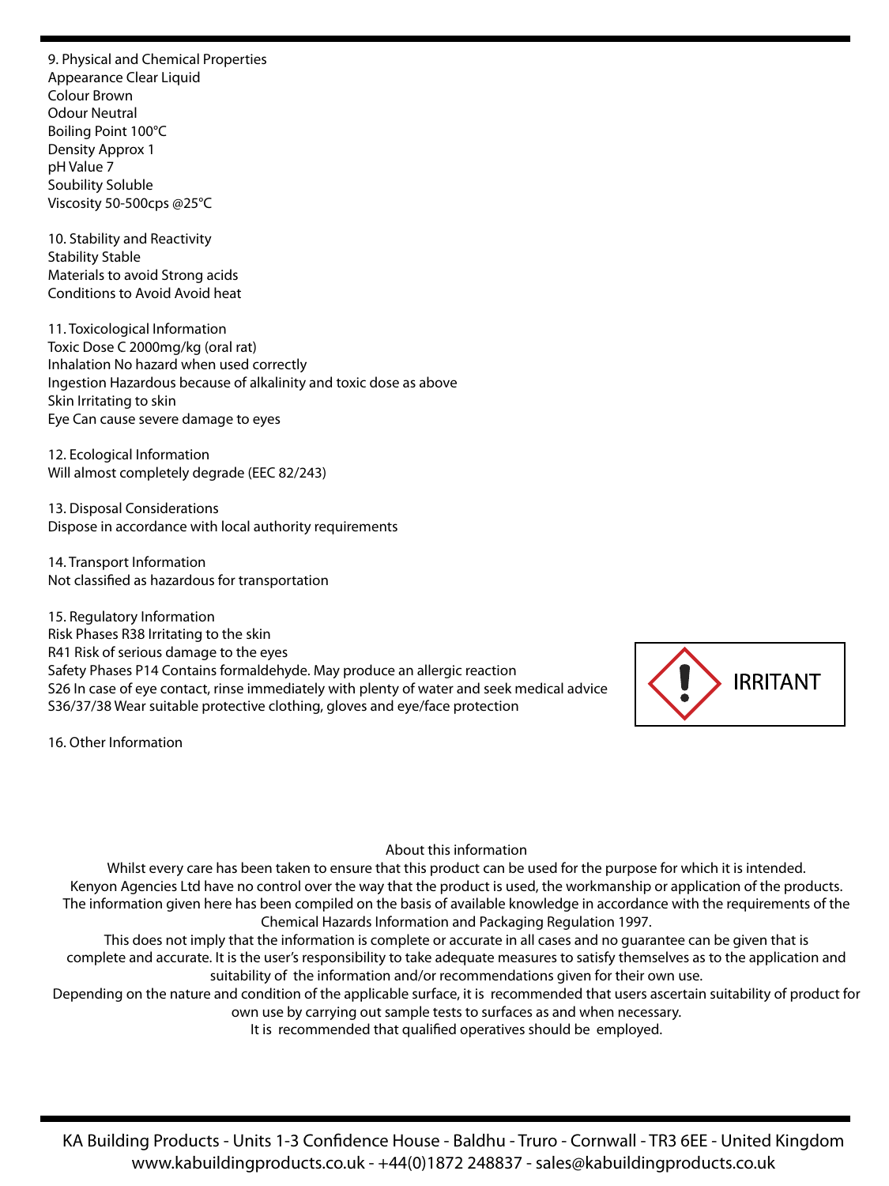9. Physical and Chemical Properties
Appearance Clear Liquid
Colour Brown
Odour Neutral
Boiling Point 100°C
Density Approx 1
pH Value 7
Soubility Soluble
Viscosity 50-500cps @25°C

10. Stability and Reactivity
Stability Stable
Materials to avoid Strong acids
Conditions to Avoid Avoid heat

11. Toxicological Information
Toxic Dose C 2000mg/kg (oral rat)
Inhalation No hazard when used correctly
Ingestion Hazardous because of alkalinity and toxic dose as above
Skin Irritating to skin
Eye Can cause severe damage to eyes

12. Ecological Information
Will almost completely degrade (EEC 82/243)

13. Disposal Considerations
Dispose in accordance with local authority requirements

14. Transport Information
Not classified as hazardous for transportation

15. Regulatory Information
Risk Phases R38 Irritating to the skin
R41 Risk of serious damage to the eyes
Safety Phases P14 Contains formaldehyde. May produce an allergic reaction
S26 In case of eye contact, rinse immediately with plenty of water and seek medical advice
S36/37/38 Wear suitable protective clothing, gloves and eye/face protection

IRRITANT

16. Other Information

About this information

Whilst every care has been taken to ensure that this product can be used for the purpose for which it is intended. Kenyon Agencies Ltd have no control over the way that the product is used, the workmanship or application of the products. The information given here has been compiled on the basis of available knowledge in accordance with the requirements of the Chemical Hazards Information and Packaging Regulation 1997.
This does not imply that the information is complete or accurate in all cases and no guarantee can be given that is complete and accurate. It is the user's responsibility to take adequate measures to satisfy themselves as to the application and suitability of the information and/or recommendations given for their own use.
Depending on the nature and condition of the applicable surface, it is recommended that users ascertain suitability of product for own use by carrying out sample tests to surfaces as and when necessary.
It is recommended that qualified operatives should be employed.

KA Building Products - Units 1-3 Confidence House - Baldhu - Truro - Cornwall - TR3 6EE - United Kingdom
www.kabuildingproducts.co.uk - +44(0)1872 248837 - sales@kabuildingproducts.co.uk